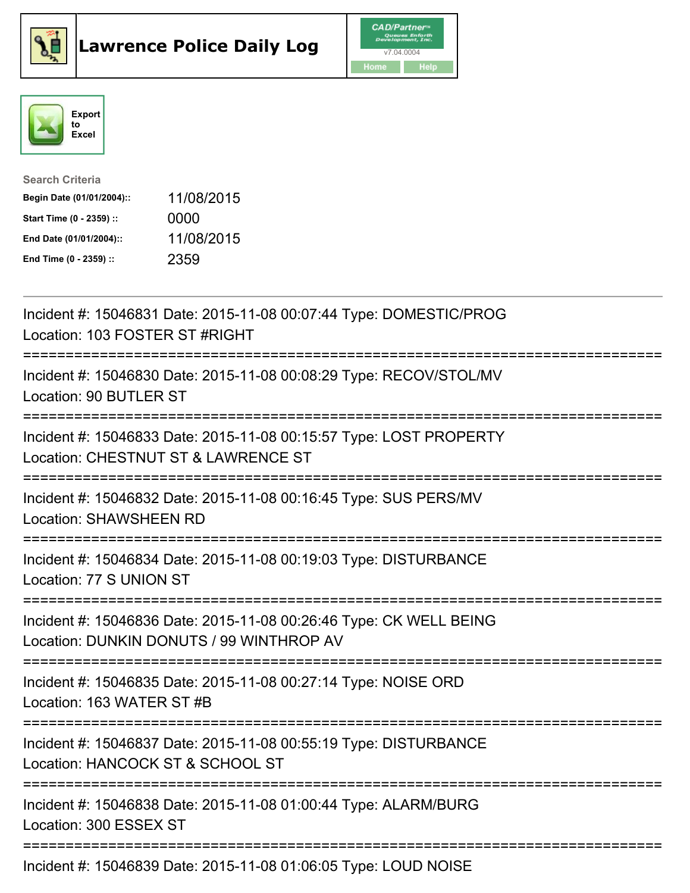# Lawrence Police Daily Log

CAD/Partner™ v7.04.0004

Home | Help

Export to Excel

**Search Criteria**

| | |
|---|---|
| **Begin Date (01/01/2004)::** | 11/08/2015 |
| **Start Time (0 - 2359) ::** | 0000 |
| **End Date (01/01/2004)::** | 11/08/2015 |
| **End Time (0 - 2359) ::** | 2359 |

---

Incident #: 15046831 Date: 2015-11-08 00:07:44 Type: DOMESTIC/PROG
Location: 103 FOSTER ST #RIGHT

===========================================================================

Incident #: 15046830 Date: 2015-11-08 00:08:29 Type: RECOV/STOL/MV
Location: 90 BUTLER ST

===========================================================================

Incident #: 15046833 Date: 2015-11-08 00:15:57 Type: LOST PROPERTY
Location: CHESTNUT ST & LAWRENCE ST

===========================================================================

Incident #: 15046832 Date: 2015-11-08 00:16:45 Type: SUS PERS/MV
Location: SHAWSHEEN RD

===========================================================================

Incident #: 15046834 Date: 2015-11-08 00:19:03 Type: DISTURBANCE
Location: 77 S UNION ST

===========================================================================

Incident #: 15046836 Date: 2015-11-08 00:26:46 Type: CK WELL BEING
Location: DUNKIN DONUTS / 99 WINTHROP AV

===========================================================================

Incident #: 15046835 Date: 2015-11-08 00:27:14 Type: NOISE ORD
Location: 163 WATER ST #B

===========================================================================

Incident #: 15046837 Date: 2015-11-08 00:55:19 Type: DISTURBANCE
Location: HANCOCK ST & SCHOOL ST

===========================================================================

Incident #: 15046838 Date: 2015-11-08 01:00:44 Type: ALARM/BURG
Location: 300 ESSEX ST

===========================================================================

Incident #: 15046839 Date: 2015-11-08 01:06:05 Type: LOUD NOISE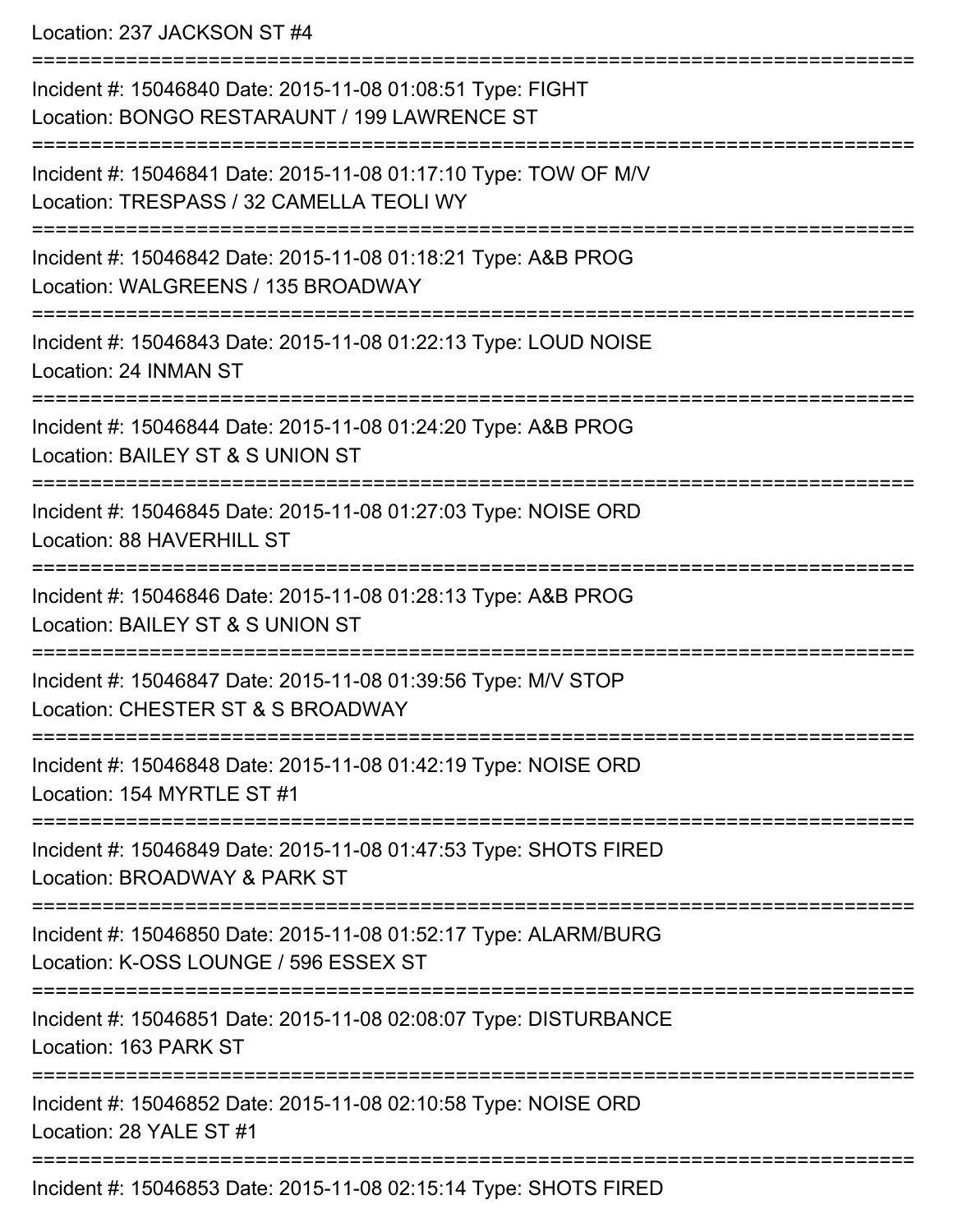Location: 237 JACKSON ST #4

===========================================================================

Incident #: 15046840 Date: 2015-11-08 01:08:51 Type: FIGHT
Location: BONGO RESTARAUNT / 199 LAWRENCE ST

===========================================================================

Incident #: 15046841 Date: 2015-11-08 01:17:10 Type: TOW OF M/V
Location: TRESPASS / 32 CAMELLA TEOLI WY

===========================================================================

Incident #: 15046842 Date: 2015-11-08 01:18:21 Type: A&B PROG
Location: WALGREENS / 135 BROADWAY

===========================================================================

Incident #: 15046843 Date: 2015-11-08 01:22:13 Type: LOUD NOISE
Location: 24 INMAN ST

===========================================================================

Incident #: 15046844 Date: 2015-11-08 01:24:20 Type: A&B PROG
Location: BAILEY ST & S UNION ST

===========================================================================

Incident #: 15046845 Date: 2015-11-08 01:27:03 Type: NOISE ORD
Location: 88 HAVERHILL ST

===========================================================================

Incident #: 15046846 Date: 2015-11-08 01:28:13 Type: A&B PROG
Location: BAILEY ST & S UNION ST

===========================================================================

Incident #: 15046847 Date: 2015-11-08 01:39:56 Type: M/V STOP
Location: CHESTER ST & S BROADWAY

===========================================================================

Incident #: 15046848 Date: 2015-11-08 01:42:19 Type: NOISE ORD
Location: 154 MYRTLE ST #1

===========================================================================

Incident #: 15046849 Date: 2015-11-08 01:47:53 Type: SHOTS FIRED
Location: BROADWAY & PARK ST

===========================================================================

Incident #: 15046850 Date: 2015-11-08 01:52:17 Type: ALARM/BURG
Location: K-OSS LOUNGE / 596 ESSEX ST

===========================================================================

Incident #: 15046851 Date: 2015-11-08 02:08:07 Type: DISTURBANCE
Location: 163 PARK ST

===========================================================================

Incident #: 15046852 Date: 2015-11-08 02:10:58 Type: NOISE ORD
Location: 28 YALE ST #1

===========================================================================

Incident #: 15046853 Date: 2015-11-08 02:15:14 Type: SHOTS FIRED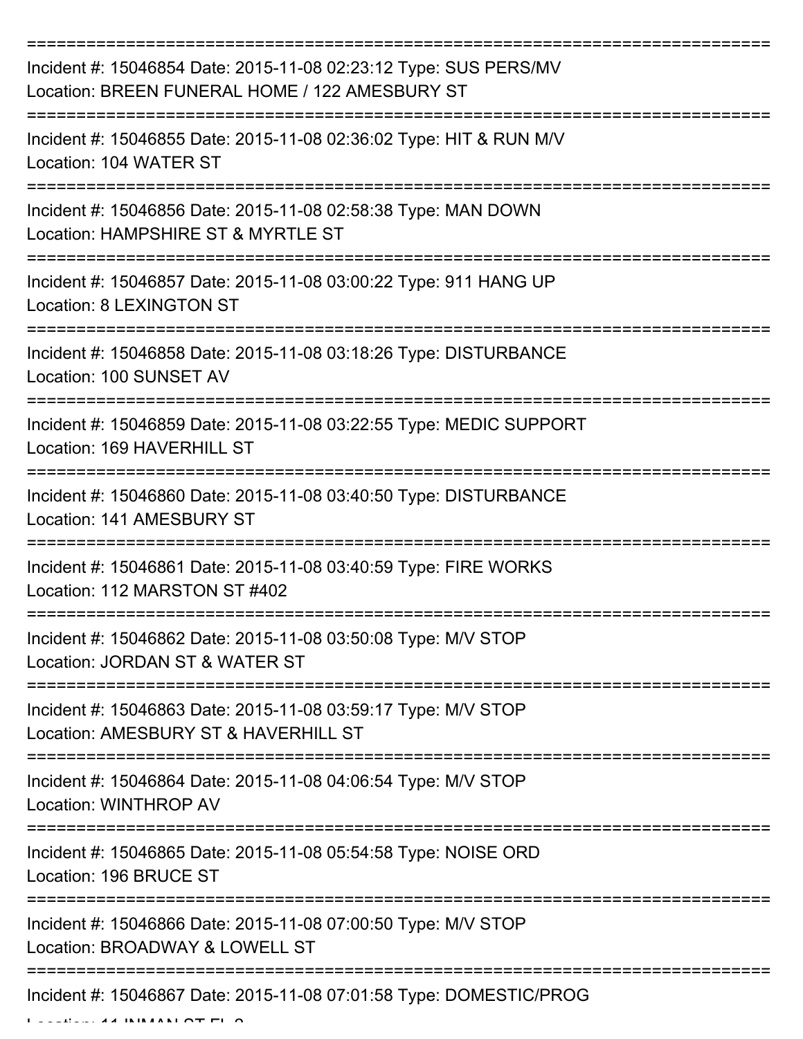===========================================================================

Incident #: 15046854 Date: 2015-11-08 02:23:12 Type: SUS PERS/MV
Location: BREEN FUNERAL HOME / 122 AMESBURY ST

===========================================================================

Incident #: 15046855 Date: 2015-11-08 02:36:02 Type: HIT & RUN M/V
Location: 104 WATER ST

===========================================================================

Incident #: 15046856 Date: 2015-11-08 02:58:38 Type: MAN DOWN
Location: HAMPSHIRE ST & MYRTLE ST

===========================================================================

Incident #: 15046857 Date: 2015-11-08 03:00:22 Type: 911 HANG UP
Location: 8 LEXINGTON ST

===========================================================================

Incident #: 15046858 Date: 2015-11-08 03:18:26 Type: DISTURBANCE
Location: 100 SUNSET AV

===========================================================================

Incident #: 15046859 Date: 2015-11-08 03:22:55 Type: MEDIC SUPPORT
Location: 169 HAVERHILL ST

===========================================================================

Incident #: 15046860 Date: 2015-11-08 03:40:50 Type: DISTURBANCE
Location: 141 AMESBURY ST

===========================================================================

Incident #: 15046861 Date: 2015-11-08 03:40:59 Type: FIRE WORKS
Location: 112 MARSTON ST #402

===========================================================================

Incident #: 15046862 Date: 2015-11-08 03:50:08 Type: M/V STOP
Location: JORDAN ST & WATER ST

===========================================================================

Incident #: 15046863 Date: 2015-11-08 03:59:17 Type: M/V STOP
Location: AMESBURY ST & HAVERHILL ST

===========================================================================

Incident #: 15046864 Date: 2015-11-08 04:06:54 Type: M/V STOP
Location: WINTHROP AV

===========================================================================

Incident #: 15046865 Date: 2015-11-08 05:54:58 Type: NOISE ORD
Location: 196 BRUCE ST

===========================================================================

Incident #: 15046866 Date: 2015-11-08 07:00:50 Type: M/V STOP
Location: BROADWAY & LOWELL ST

===========================================================================

Incident #: 15046867 Date: 2015-11-08 07:01:58 Type: DOMESTIC/PROG
Location: 11 INMAN ST FL 2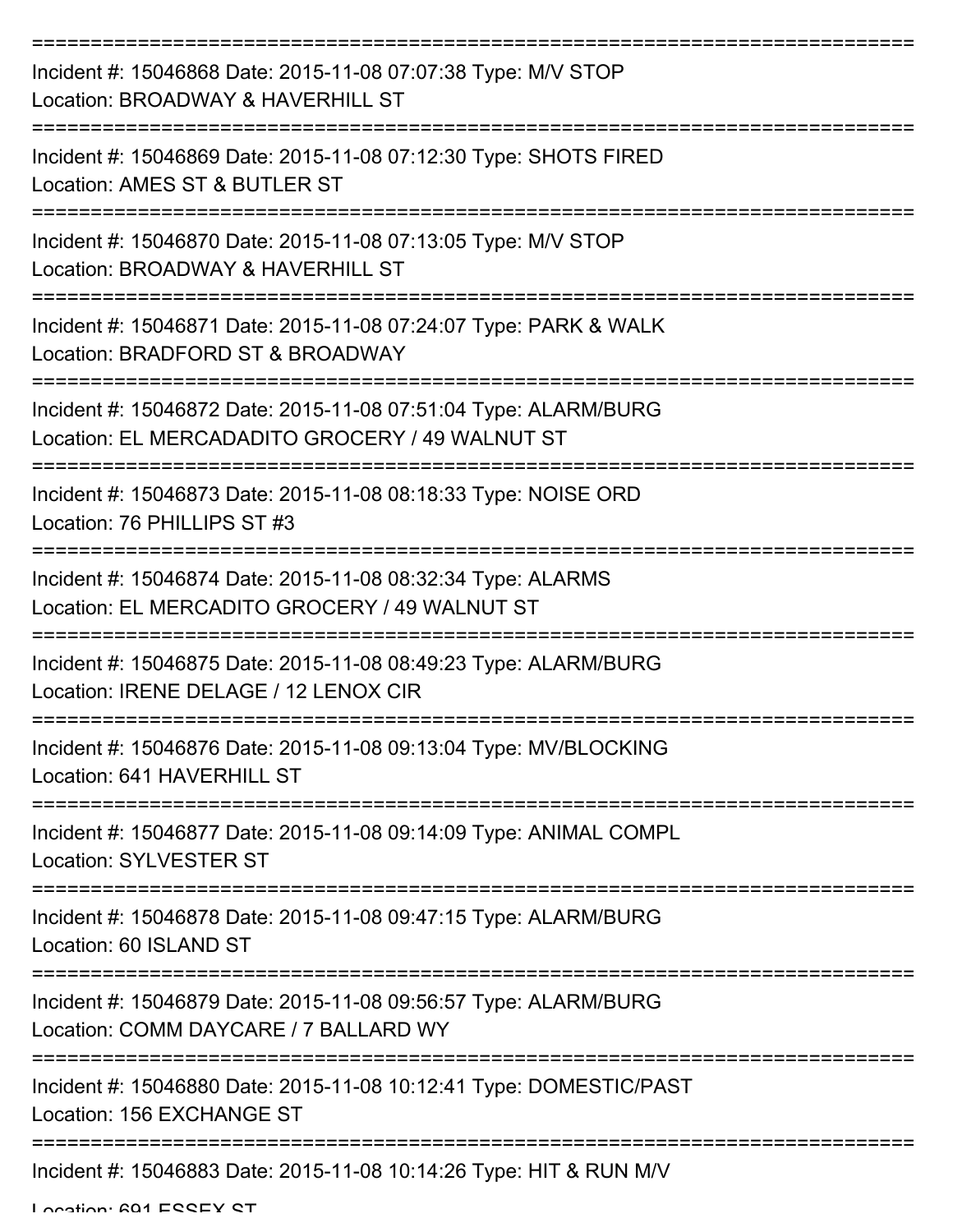===========================================================================

Incident #: 15046868 Date: 2015-11-08 07:07:38 Type: M/V STOP
Location: BROADWAY & HAVERHILL ST

===========================================================================

Incident #: 15046869 Date: 2015-11-08 07:12:30 Type: SHOTS FIRED
Location: AMES ST & BUTLER ST

===========================================================================

Incident #: 15046870 Date: 2015-11-08 07:13:05 Type: M/V STOP
Location: BROADWAY & HAVERHILL ST

===========================================================================

Incident #: 15046871 Date: 2015-11-08 07:24:07 Type: PARK & WALK
Location: BRADFORD ST & BROADWAY

===========================================================================

Incident #: 15046872 Date: 2015-11-08 07:51:04 Type: ALARM/BURG
Location: EL MERCADADITO GROCERY / 49 WALNUT ST

===========================================================================

Incident #: 15046873 Date: 2015-11-08 08:18:33 Type: NOISE ORD
Location: 76 PHILLIPS ST #3

===========================================================================

Incident #: 15046874 Date: 2015-11-08 08:32:34 Type: ALARMS
Location: EL MERCADITO GROCERY / 49 WALNUT ST

===========================================================================

Incident #: 15046875 Date: 2015-11-08 08:49:23 Type: ALARM/BURG
Location: IRENE DELAGE / 12 LENOX CIR

===========================================================================

Incident #: 15046876 Date: 2015-11-08 09:13:04 Type: MV/BLOCKING
Location: 641 HAVERHILL ST

===========================================================================

Incident #: 15046877 Date: 2015-11-08 09:14:09 Type: ANIMAL COMPL
Location: SYLVESTER ST

===========================================================================

Incident #: 15046878 Date: 2015-11-08 09:47:15 Type: ALARM/BURG
Location: 60 ISLAND ST

===========================================================================

Incident #: 15046879 Date: 2015-11-08 09:56:57 Type: ALARM/BURG
Location: COMM DAYCARE / 7 BALLARD WY

===========================================================================

Incident #: 15046880 Date: 2015-11-08 10:12:41 Type: DOMESTIC/PAST
Location: 156 EXCHANGE ST

===========================================================================

Incident #: 15046883 Date: 2015-11-08 10:14:26 Type: HIT & RUN M/V
Location: 691 ESSEX ST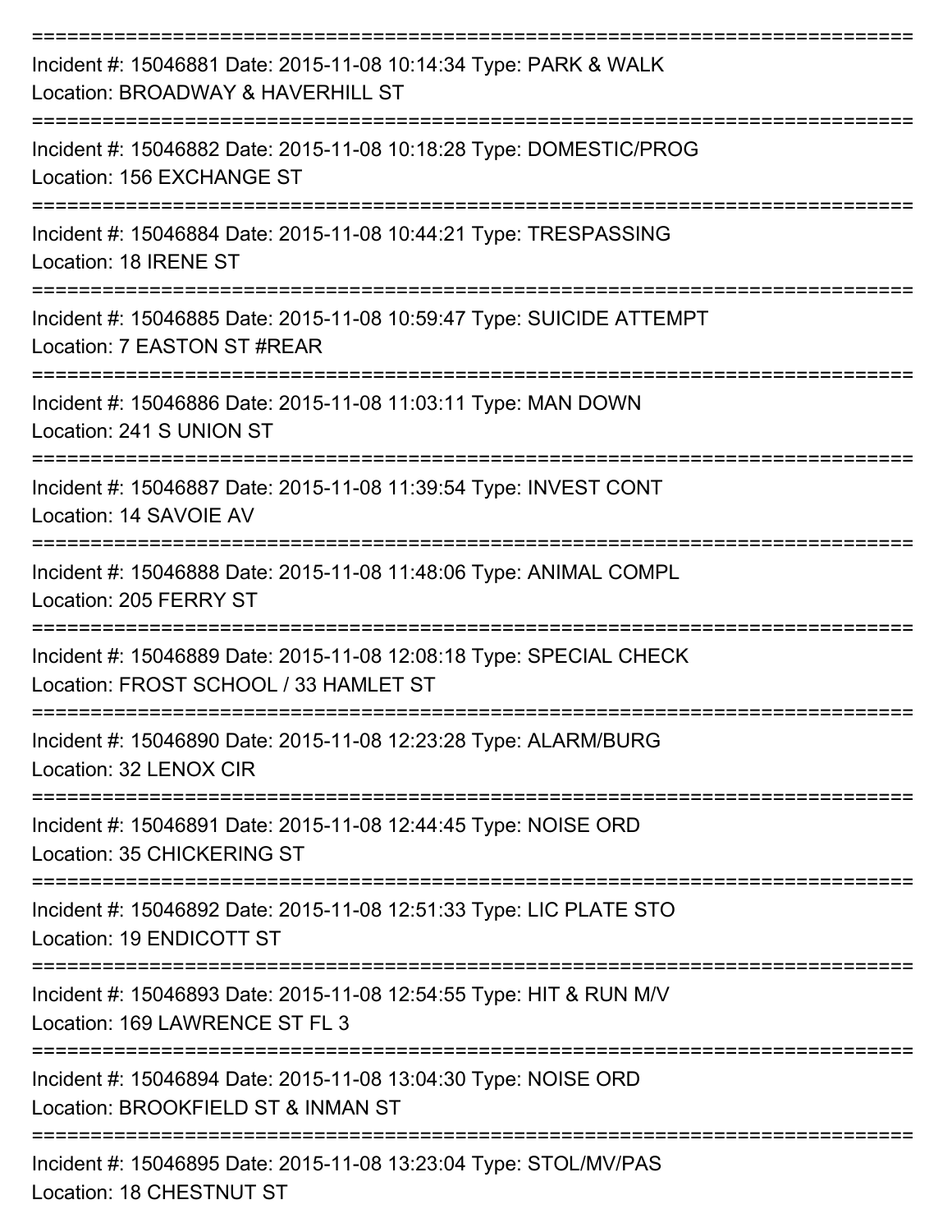===========================================================================

Incident #: 15046881 Date: 2015-11-08 10:14:34 Type: PARK & WALK
Location: BROADWAY & HAVERHILL ST

===========================================================================

Incident #: 15046882 Date: 2015-11-08 10:18:28 Type: DOMESTIC/PROG
Location: 156 EXCHANGE ST

===========================================================================

Incident #: 15046884 Date: 2015-11-08 10:44:21 Type: TRESPASSING
Location: 18 IRENE ST

===========================================================================

Incident #: 15046885 Date: 2015-11-08 10:59:47 Type: SUICIDE ATTEMPT
Location: 7 EASTON ST #REAR

===========================================================================

Incident #: 15046886 Date: 2015-11-08 11:03:11 Type: MAN DOWN
Location: 241 S UNION ST

===========================================================================

Incident #: 15046887 Date: 2015-11-08 11:39:54 Type: INVEST CONT
Location: 14 SAVOIE AV

===========================================================================

Incident #: 15046888 Date: 2015-11-08 11:48:06 Type: ANIMAL COMPL
Location: 205 FERRY ST

===========================================================================

Incident #: 15046889 Date: 2015-11-08 12:08:18 Type: SPECIAL CHECK
Location: FROST SCHOOL / 33 HAMLET ST

===========================================================================

Incident #: 15046890 Date: 2015-11-08 12:23:28 Type: ALARM/BURG
Location: 32 LENOX CIR

===========================================================================

Incident #: 15046891 Date: 2015-11-08 12:44:45 Type: NOISE ORD
Location: 35 CHICKERING ST

===========================================================================

Incident #: 15046892 Date: 2015-11-08 12:51:33 Type: LIC PLATE STO
Location: 19 ENDICOTT ST

===========================================================================

Incident #: 15046893 Date: 2015-11-08 12:54:55 Type: HIT & RUN M/V
Location: 169 LAWRENCE ST FL 3

===========================================================================

Incident #: 15046894 Date: 2015-11-08 13:04:30 Type: NOISE ORD
Location: BROOKFIELD ST & INMAN ST

===========================================================================

Incident #: 15046895 Date: 2015-11-08 13:23:04 Type: STOL/MV/PAS
Location: 18 CHESTNUT ST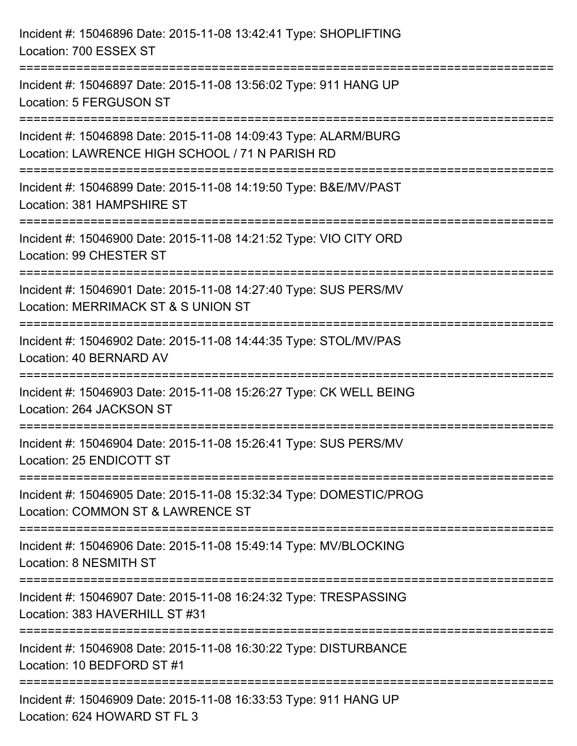Incident #: 15046896 Date: 2015-11-08 13:42:41 Type: SHOPLIFTING
Location: 700 ESSEX ST

===========================================================================

Incident #: 15046897 Date: 2015-11-08 13:56:02 Type: 911 HANG UP
Location: 5 FERGUSON ST

===========================================================================

Incident #: 15046898 Date: 2015-11-08 14:09:43 Type: ALARM/BURG
Location: LAWRENCE HIGH SCHOOL / 71 N PARISH RD

===========================================================================

Incident #: 15046899 Date: 2015-11-08 14:19:50 Type: B&E/MV/PAST
Location: 381 HAMPSHIRE ST

===========================================================================

Incident #: 15046900 Date: 2015-11-08 14:21:52 Type: VIO CITY ORD
Location: 99 CHESTER ST

===========================================================================

Incident #: 15046901 Date: 2015-11-08 14:27:40 Type: SUS PERS/MV
Location: MERRIMACK ST & S UNION ST

===========================================================================

Incident #: 15046902 Date: 2015-11-08 14:44:35 Type: STOL/MV/PAS
Location: 40 BERNARD AV

===========================================================================

Incident #: 15046903 Date: 2015-11-08 15:26:27 Type: CK WELL BEING
Location: 264 JACKSON ST

===========================================================================

Incident #: 15046904 Date: 2015-11-08 15:26:41 Type: SUS PERS/MV
Location: 25 ENDICOTT ST

===========================================================================

Incident #: 15046905 Date: 2015-11-08 15:32:34 Type: DOMESTIC/PROG
Location: COMMON ST & LAWRENCE ST

===========================================================================

Incident #: 15046906 Date: 2015-11-08 15:49:14 Type: MV/BLOCKING
Location: 8 NESMITH ST

===========================================================================

Incident #: 15046907 Date: 2015-11-08 16:24:32 Type: TRESPASSING
Location: 383 HAVERHILL ST #31

===========================================================================

Incident #: 15046908 Date: 2015-11-08 16:30:22 Type: DISTURBANCE
Location: 10 BEDFORD ST #1

===========================================================================

Incident #: 15046909 Date: 2015-11-08 16:33:53 Type: 911 HANG UP
Location: 624 HOWARD ST FL 3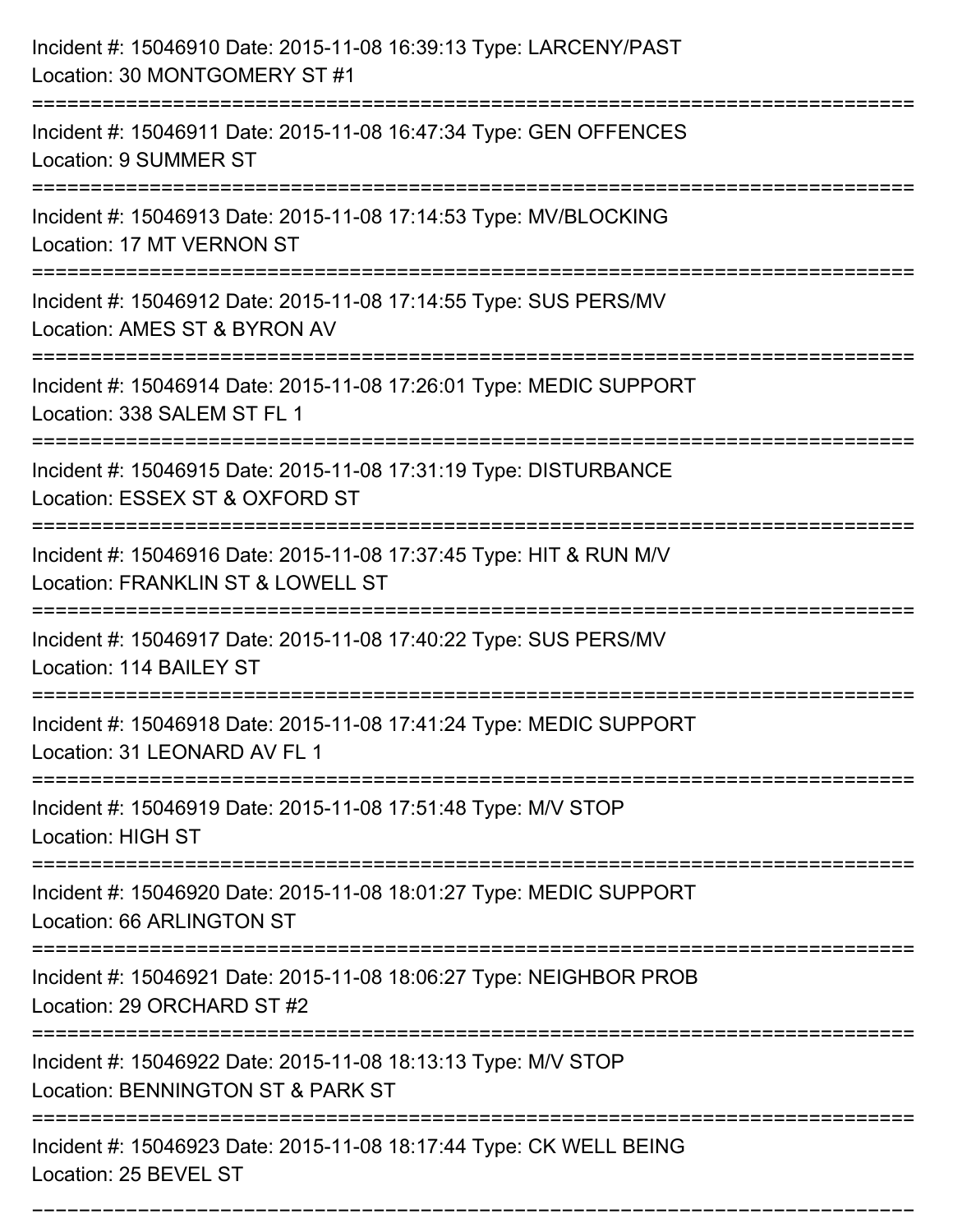Incident #: 15046910 Date: 2015-11-08 16:39:13 Type: LARCENY/PAST
Location: 30 MONTGOMERY ST #1

===========================================================================

Incident #: 15046911 Date: 2015-11-08 16:47:34 Type: GEN OFFENCES
Location: 9 SUMMER ST

===========================================================================

Incident #: 15046913 Date: 2015-11-08 17:14:53 Type: MV/BLOCKING
Location: 17 MT VERNON ST

===========================================================================

Incident #: 15046912 Date: 2015-11-08 17:14:55 Type: SUS PERS/MV
Location: AMES ST & BYRON AV

===========================================================================

Incident #: 15046914 Date: 2015-11-08 17:26:01 Type: MEDIC SUPPORT
Location: 338 SALEM ST FL 1

===========================================================================

Incident #: 15046915 Date: 2015-11-08 17:31:19 Type: DISTURBANCE
Location: ESSEX ST & OXFORD ST

===========================================================================

Incident #: 15046916 Date: 2015-11-08 17:37:45 Type: HIT & RUN M/V
Location: FRANKLIN ST & LOWELL ST

===========================================================================

Incident #: 15046917 Date: 2015-11-08 17:40:22 Type: SUS PERS/MV
Location: 114 BAILEY ST

===========================================================================

Incident #: 15046918 Date: 2015-11-08 17:41:24 Type: MEDIC SUPPORT
Location: 31 LEONARD AV FL 1

===========================================================================

Incident #: 15046919 Date: 2015-11-08 17:51:48 Type: M/V STOP
Location: HIGH ST

===========================================================================

Incident #: 15046920 Date: 2015-11-08 18:01:27 Type: MEDIC SUPPORT
Location: 66 ARLINGTON ST

===========================================================================

Incident #: 15046921 Date: 2015-11-08 18:06:27 Type: NEIGHBOR PROB
Location: 29 ORCHARD ST #2

===========================================================================

Incident #: 15046922 Date: 2015-11-08 18:13:13 Type: M/V STOP
Location: BENNINGTON ST & PARK ST

===========================================================================

Incident #: 15046923 Date: 2015-11-08 18:17:44 Type: CK WELL BEING
Location: 25 BEVEL ST

===========================================================================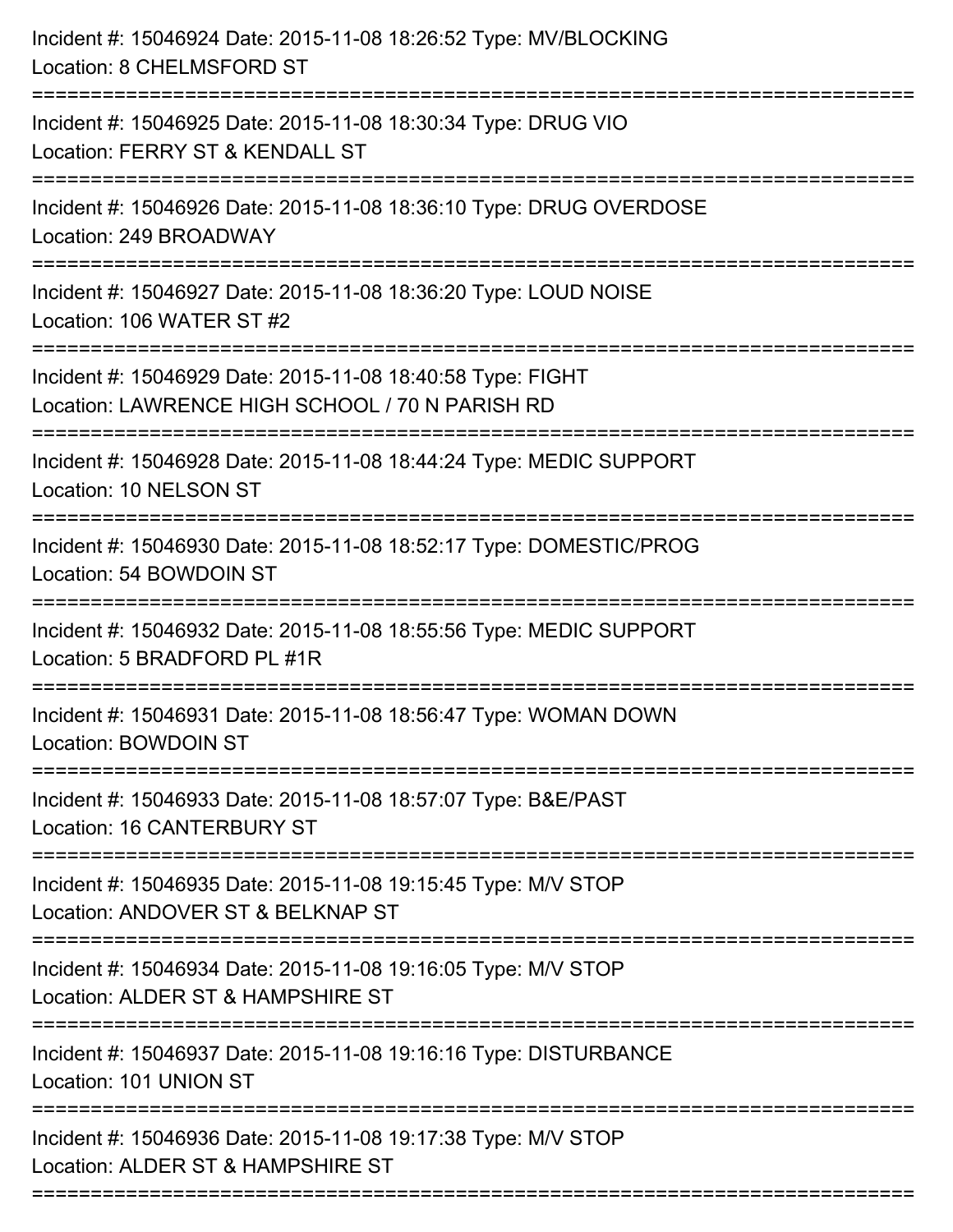Incident #: 15046924 Date: 2015-11-08 18:26:52 Type: MV/BLOCKING
Location: 8 CHELMSFORD ST

===========================================================================

Incident #: 15046925 Date: 2015-11-08 18:30:34 Type: DRUG VIO
Location: FERRY ST & KENDALL ST

===========================================================================

Incident #: 15046926 Date: 2015-11-08 18:36:10 Type: DRUG OVERDOSE
Location: 249 BROADWAY

===========================================================================

Incident #: 15046927 Date: 2015-11-08 18:36:20 Type: LOUD NOISE
Location: 106 WATER ST #2

===========================================================================

Incident #: 15046929 Date: 2015-11-08 18:40:58 Type: FIGHT
Location: LAWRENCE HIGH SCHOOL / 70 N PARISH RD

===========================================================================

Incident #: 15046928 Date: 2015-11-08 18:44:24 Type: MEDIC SUPPORT
Location: 10 NELSON ST

===========================================================================

Incident #: 15046930 Date: 2015-11-08 18:52:17 Type: DOMESTIC/PROG
Location: 54 BOWDOIN ST

===========================================================================

Incident #: 15046932 Date: 2015-11-08 18:55:56 Type: MEDIC SUPPORT
Location: 5 BRADFORD PL #1R

===========================================================================

Incident #: 15046931 Date: 2015-11-08 18:56:47 Type: WOMAN DOWN
Location: BOWDOIN ST

===========================================================================

Incident #: 15046933 Date: 2015-11-08 18:57:07 Type: B&E/PAST
Location: 16 CANTERBURY ST

===========================================================================

Incident #: 15046935 Date: 2015-11-08 19:15:45 Type: M/V STOP
Location: ANDOVER ST & BELKNAP ST

===========================================================================

Incident #: 15046934 Date: 2015-11-08 19:16:05 Type: M/V STOP
Location: ALDER ST & HAMPSHIRE ST

===========================================================================

Incident #: 15046937 Date: 2015-11-08 19:16:16 Type: DISTURBANCE
Location: 101 UNION ST

===========================================================================

Incident #: 15046936 Date: 2015-11-08 19:17:38 Type: M/V STOP
Location: ALDER ST & HAMPSHIRE ST

===========================================================================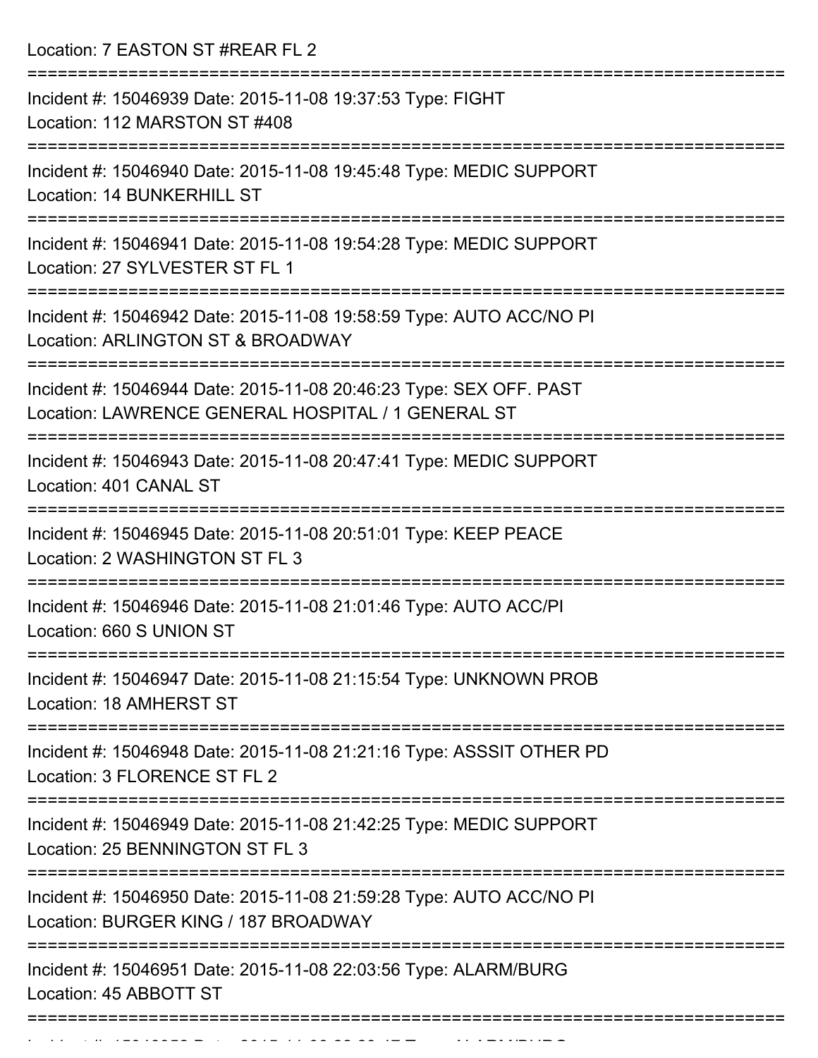Location: 7 EASTON ST #REAR FL 2

===========================================================================

Incident #: 15046939 Date: 2015-11-08 19:37:53 Type: FIGHT
Location: 112 MARSTON ST #408

===========================================================================

Incident #: 15046940 Date: 2015-11-08 19:45:48 Type: MEDIC SUPPORT
Location: 14 BUNKERHILL ST

===========================================================================

Incident #: 15046941 Date: 2015-11-08 19:54:28 Type: MEDIC SUPPORT
Location: 27 SYLVESTER ST FL 1

===========================================================================

Incident #: 15046942 Date: 2015-11-08 19:58:59 Type: AUTO ACC/NO PI
Location: ARLINGTON ST & BROADWAY

===========================================================================

Incident #: 15046944 Date: 2015-11-08 20:46:23 Type: SEX OFF. PAST
Location: LAWRENCE GENERAL HOSPITAL / 1 GENERAL ST

===========================================================================

Incident #: 15046943 Date: 2015-11-08 20:47:41 Type: MEDIC SUPPORT
Location: 401 CANAL ST

===========================================================================

Incident #: 15046945 Date: 2015-11-08 20:51:01 Type: KEEP PEACE
Location: 2 WASHINGTON ST FL 3

===========================================================================

Incident #: 15046946 Date: 2015-11-08 21:01:46 Type: AUTO ACC/PI
Location: 660 S UNION ST

===========================================================================

Incident #: 15046947 Date: 2015-11-08 21:15:54 Type: UNKNOWN PROB
Location: 18 AMHERST ST

===========================================================================

Incident #: 15046948 Date: 2015-11-08 21:21:16 Type: ASSSIT OTHER PD
Location: 3 FLORENCE ST FL 2

===========================================================================

Incident #: 15046949 Date: 2015-11-08 21:42:25 Type: MEDIC SUPPORT
Location: 25 BENNINGTON ST FL 3

===========================================================================

Incident #: 15046950 Date: 2015-11-08 21:59:28 Type: AUTO ACC/NO PI
Location: BURGER KING / 187 BROADWAY

===========================================================================

Incident #: 15046951 Date: 2015-11-08 22:03:56 Type: ALARM/BURG
Location: 45 ABBOTT ST

===========================================================================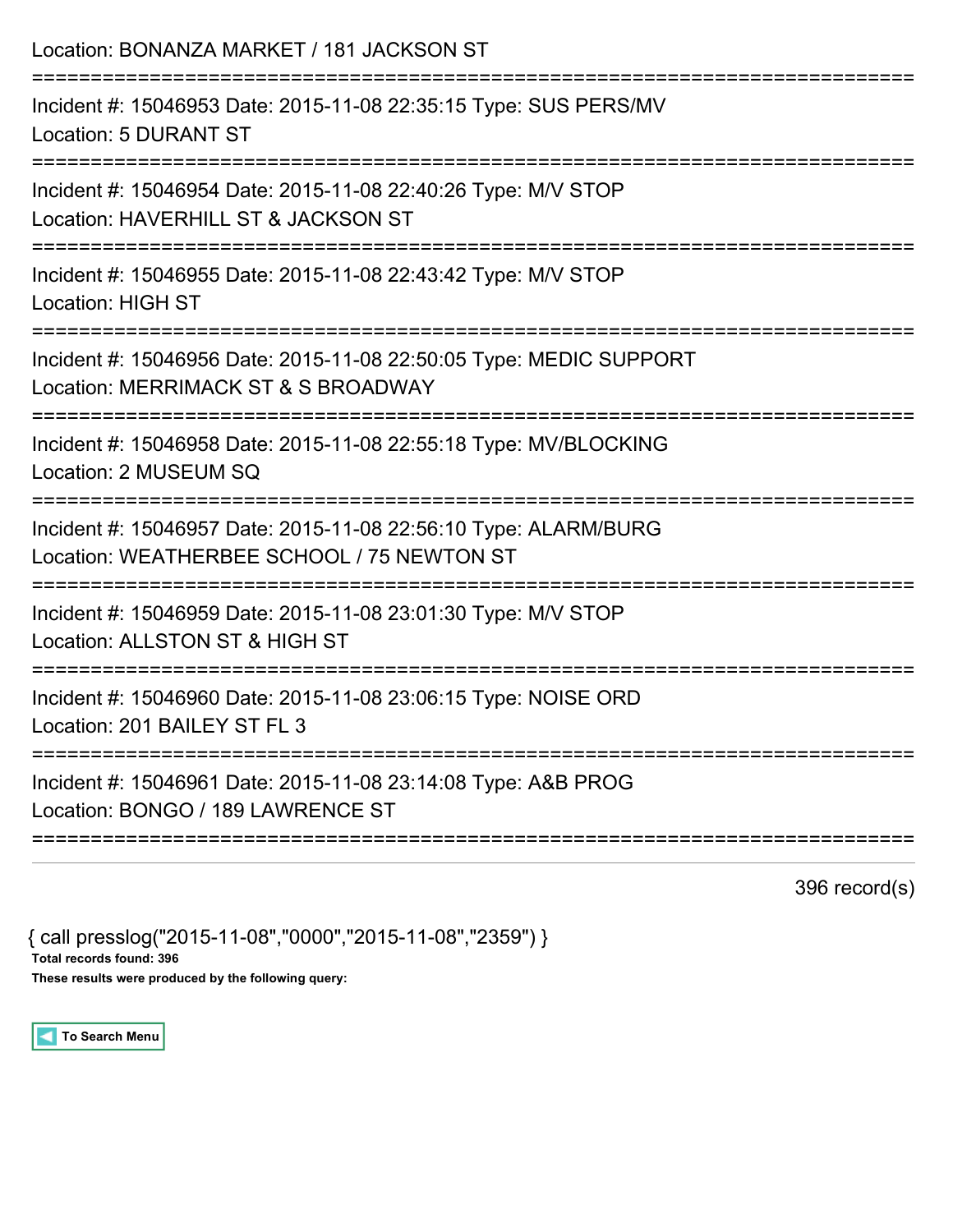Location: BONANZA MARKET / 181 JACKSON ST

===========================================================================

Incident #: 15046953 Date: 2015-11-08 22:35:15 Type: SUS PERS/MV
Location: 5 DURANT ST

===========================================================================

Incident #: 15046954 Date: 2015-11-08 22:40:26 Type: M/V STOP
Location: HAVERHILL ST & JACKSON ST

===========================================================================

Incident #: 15046955 Date: 2015-11-08 22:43:42 Type: M/V STOP
Location: HIGH ST

===========================================================================

Incident #: 15046956 Date: 2015-11-08 22:50:05 Type: MEDIC SUPPORT
Location: MERRIMACK ST & S BROADWAY

===========================================================================

Incident #: 15046958 Date: 2015-11-08 22:55:18 Type: MV/BLOCKING
Location: 2 MUSEUM SQ

===========================================================================

Incident #: 15046957 Date: 2015-11-08 22:56:10 Type: ALARM/BURG
Location: WEATHERBEE SCHOOL / 75 NEWTON ST

===========================================================================

Incident #: 15046959 Date: 2015-11-08 23:01:30 Type: M/V STOP
Location: ALLSTON ST & HIGH ST

===========================================================================

Incident #: 15046960 Date: 2015-11-08 23:06:15 Type: NOISE ORD
Location: 201 BAILEY ST FL 3

===========================================================================

Incident #: 15046961 Date: 2015-11-08 23:14:08 Type: A&B PROG
Location: BONGO / 189 LAWRENCE ST

===========================================================================

396 record(s)

{ call presslog("2015-11-08","0000","2015-11-08","2359") }

**Total records found: 396**

**These results were produced by the following query:**

To Search Menu